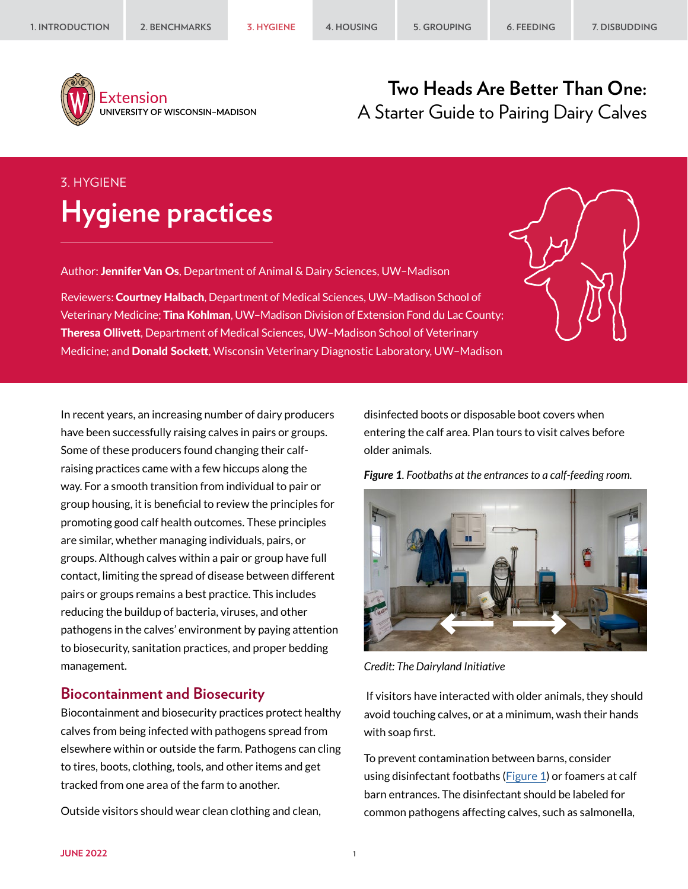Two Heads Are Better Than One: A Starter Guide to Pairing Dairy Calves

3. HYGIENE

# Hygiene practices

Author: **Jennifer Van Os**, Department of Animal & Dairy Sciences, UW–Madison

Reviewers: **Courtney Halbach**, Department of Medical Sciences, UW–Madison School of Veterinary Medicine; **Tina Kohlman**, UW–Madison Division of Extension Fond du Lac County; **Theresa Ollivett**, Department of Medical Sciences, UW–Madison School of Veterinary Medicine; and **Donald Sockett**, Wisconsin Veterinary Diagnostic Laboratory, UW–Madison

In recent years, an increasing number of dairy producers have been successfully raising calves in pairs or groups. Some of these producers found changing their calf-raising practices came with a few hiccups along the way. For a smooth transition from individual to pair or group housing, it is beneficial to review the principles for promoting good calf health outcomes. These principles are similar, whether managing individuals, pairs, or groups. Although calves within a pair or group have full contact, limiting the spread of disease between different pairs or groups remains a best practice. This includes reducing the buildup of bacteria, viruses, and other pathogens in the calves' environment by paying attention to biosecurity, sanitation practices, and proper bedding management.

## Biocontainment and Biosecurity

Biocontainment and biosecurity practices protect healthy calves from being infected with pathogens spread from elsewhere within or outside the farm. Pathogens can cling to tires, boots, clothing, tools, and other items and get tracked from one area of the farm to another.

Outside visitors should wear clean clothing and clean, disinfected boots or disposable boot covers when entering the calf area. Plan tours to visit calves before older animals.

***Figure 1**. Footbaths at the entrances to a calf-feeding room.*

*Credit: The Dairyland Initiative*

If visitors have interacted with older animals, they should avoid touching calves, or at a minimum, wash their hands with soap first.

To prevent contamination between barns, consider using disinfectant footbaths (Figure 1) or foamers at calf barn entrances. The disinfectant should be labeled for common pathogens affecting calves, such as salmonella,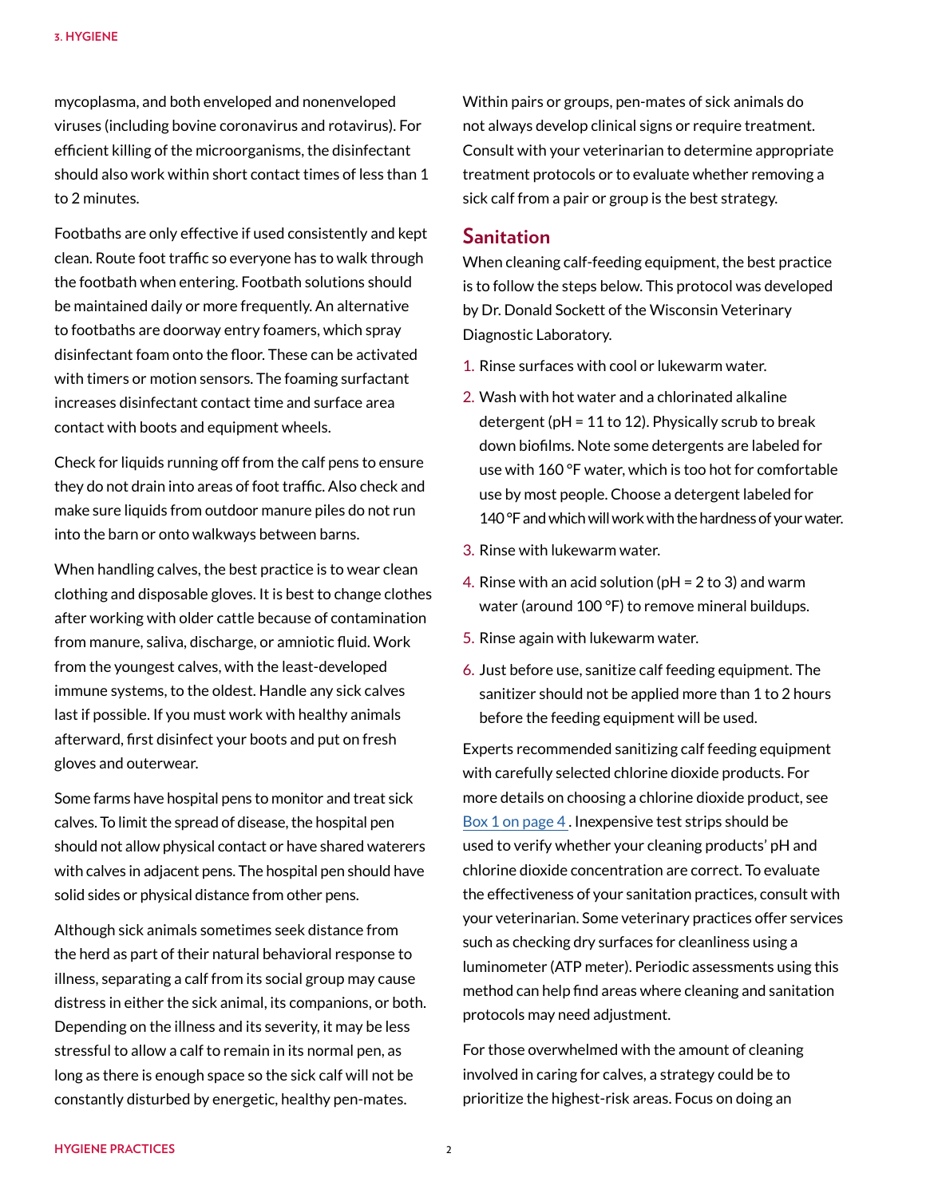mycoplasma, and both enveloped and nonenveloped viruses (including bovine coronavirus and rotavirus). For efficient killing of the microorganisms, the disinfectant should also work within short contact times of less than 1 to 2 minutes.

Footbaths are only effective if used consistently and kept clean. Route foot traffic so everyone has to walk through the footbath when entering. Footbath solutions should be maintained daily or more frequently. An alternative to footbaths are doorway entry foamers, which spray disinfectant foam onto the floor. These can be activated with timers or motion sensors. The foaming surfactant increases disinfectant contact time and surface area contact with boots and equipment wheels.

Check for liquids running off from the calf pens to ensure they do not drain into areas of foot traffic. Also check and make sure liquids from outdoor manure piles do not run into the barn or onto walkways between barns.

When handling calves, the best practice is to wear clean clothing and disposable gloves. It is best to change clothes after working with older cattle because of contamination from manure, saliva, discharge, or amniotic fluid. Work from the youngest calves, with the least-developed immune systems, to the oldest. Handle any sick calves last if possible. If you must work with healthy animals afterward, first disinfect your boots and put on fresh gloves and outerwear.

Some farms have hospital pens to monitor and treat sick calves. To limit the spread of disease, the hospital pen should not allow physical contact or have shared waterers with calves in adjacent pens. The hospital pen should have solid sides or physical distance from other pens.

Although sick animals sometimes seek distance from the herd as part of their natural behavioral response to illness, separating a calf from its social group may cause distress in either the sick animal, its companions, or both. Depending on the illness and its severity, it may be less stressful to allow a calf to remain in its normal pen, as long as there is enough space so the sick calf will not be constantly disturbed by energetic, healthy pen-mates.

Within pairs or groups, pen-mates of sick animals do not always develop clinical signs or require treatment. Consult with your veterinarian to determine appropriate treatment protocols or to evaluate whether removing a sick calf from a pair or group is the best strategy.

## Sanitation

When cleaning calf-feeding equipment, the best practice is to follow the steps below. This protocol was developed by Dr. Donald Sockett of the Wisconsin Veterinary Diagnostic Laboratory.

1. Rinse surfaces with cool or lukewarm water.
2. Wash with hot water and a chlorinated alkaline detergent (pH = 11 to 12). Physically scrub to break down biofilms. Note some detergents are labeled for use with 160 °F water, which is too hot for comfortable use by most people. Choose a detergent labeled for 140 °F and which will work with the hardness of your water.
3. Rinse with lukewarm water.
4. Rinse with an acid solution (pH = 2 to 3) and warm water (around 100 °F) to remove mineral buildups.
5. Rinse again with lukewarm water.
6. Just before use, sanitize calf feeding equipment. The sanitizer should not be applied more than 1 to 2 hours before the feeding equipment will be used.

Experts recommended sanitizing calf feeding equipment with carefully selected chlorine dioxide products. For more details on choosing a chlorine dioxide product, see Box 1 on page 4. Inexpensive test strips should be used to verify whether your cleaning products' pH and chlorine dioxide concentration are correct. To evaluate the effectiveness of your sanitation practices, consult with your veterinarian. Some veterinary practices offer services such as checking dry surfaces for cleanliness using a luminometer (ATP meter). Periodic assessments using this method can help find areas where cleaning and sanitation protocols may need adjustment.

For those overwhelmed with the amount of cleaning involved in caring for calves, a strategy could be to prioritize the highest-risk areas. Focus on doing an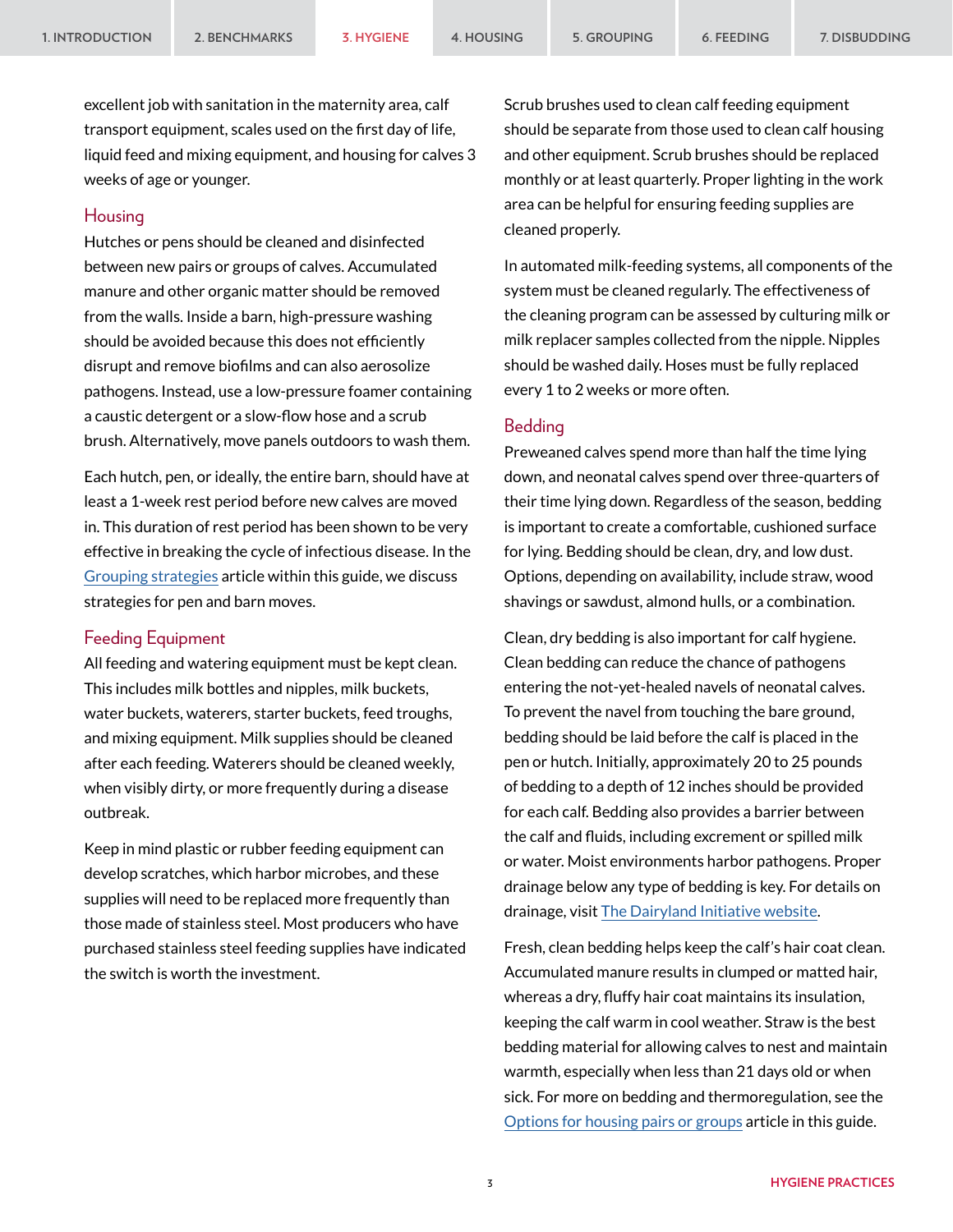excellent job with sanitation in the maternity area, calf transport equipment, scales used on the first day of life, liquid feed and mixing equipment, and housing for calves 3 weeks of age or younger.

## Housing

Hutches or pens should be cleaned and disinfected between new pairs or groups of calves. Accumulated manure and other organic matter should be removed from the walls. Inside a barn, high-pressure washing should be avoided because this does not efficiently disrupt and remove biofilms and can also aerosolize pathogens. Instead, use a low-pressure foamer containing a caustic detergent or a slow-flow hose and a scrub brush. Alternatively, move panels outdoors to wash them.

Each hutch, pen, or ideally, the entire barn, should have at least a 1-week rest period before new calves are moved in. This duration of rest period has been shown to be very effective in breaking the cycle of infectious disease. In the Grouping strategies article within this guide, we discuss strategies for pen and barn moves.

## Feeding Equipment

All feeding and watering equipment must be kept clean. This includes milk bottles and nipples, milk buckets, water buckets, waterers, starter buckets, feed troughs, and mixing equipment. Milk supplies should be cleaned after each feeding. Waterers should be cleaned weekly, when visibly dirty, or more frequently during a disease outbreak.

Keep in mind plastic or rubber feeding equipment can develop scratches, which harbor microbes, and these supplies will need to be replaced more frequently than those made of stainless steel. Most producers who have purchased stainless steel feeding supplies have indicated the switch is worth the investment.

Scrub brushes used to clean calf feeding equipment should be separate from those used to clean calf housing and other equipment. Scrub brushes should be replaced monthly or at least quarterly. Proper lighting in the work area can be helpful for ensuring feeding supplies are cleaned properly.

In automated milk-feeding systems, all components of the system must be cleaned regularly. The effectiveness of the cleaning program can be assessed by culturing milk or milk replacer samples collected from the nipple. Nipples should be washed daily. Hoses must be fully replaced every 1 to 2 weeks or more often.

## Bedding

Preweaned calves spend more than half the time lying down, and neonatal calves spend over three-quarters of their time lying down. Regardless of the season, bedding is important to create a comfortable, cushioned surface for lying. Bedding should be clean, dry, and low dust. Options, depending on availability, include straw, wood shavings or sawdust, almond hulls, or a combination.

Clean, dry bedding is also important for calf hygiene. Clean bedding can reduce the chance of pathogens entering the not-yet-healed navels of neonatal calves. To prevent the navel from touching the bare ground, bedding should be laid before the calf is placed in the pen or hutch. Initially, approximately 20 to 25 pounds of bedding to a depth of 12 inches should be provided for each calf. Bedding also provides a barrier between the calf and fluids, including excrement or spilled milk or water. Moist environments harbor pathogens. Proper drainage below any type of bedding is key. For details on drainage, visit The Dairyland Initiative website.

Fresh, clean bedding helps keep the calf's hair coat clean. Accumulated manure results in clumped or matted hair, whereas a dry, fluffy hair coat maintains its insulation, keeping the calf warm in cool weather. Straw is the best bedding material for allowing calves to nest and maintain warmth, especially when less than 21 days old or when sick. For more on bedding and thermoregulation, see the Options for housing pairs or groups article in this guide.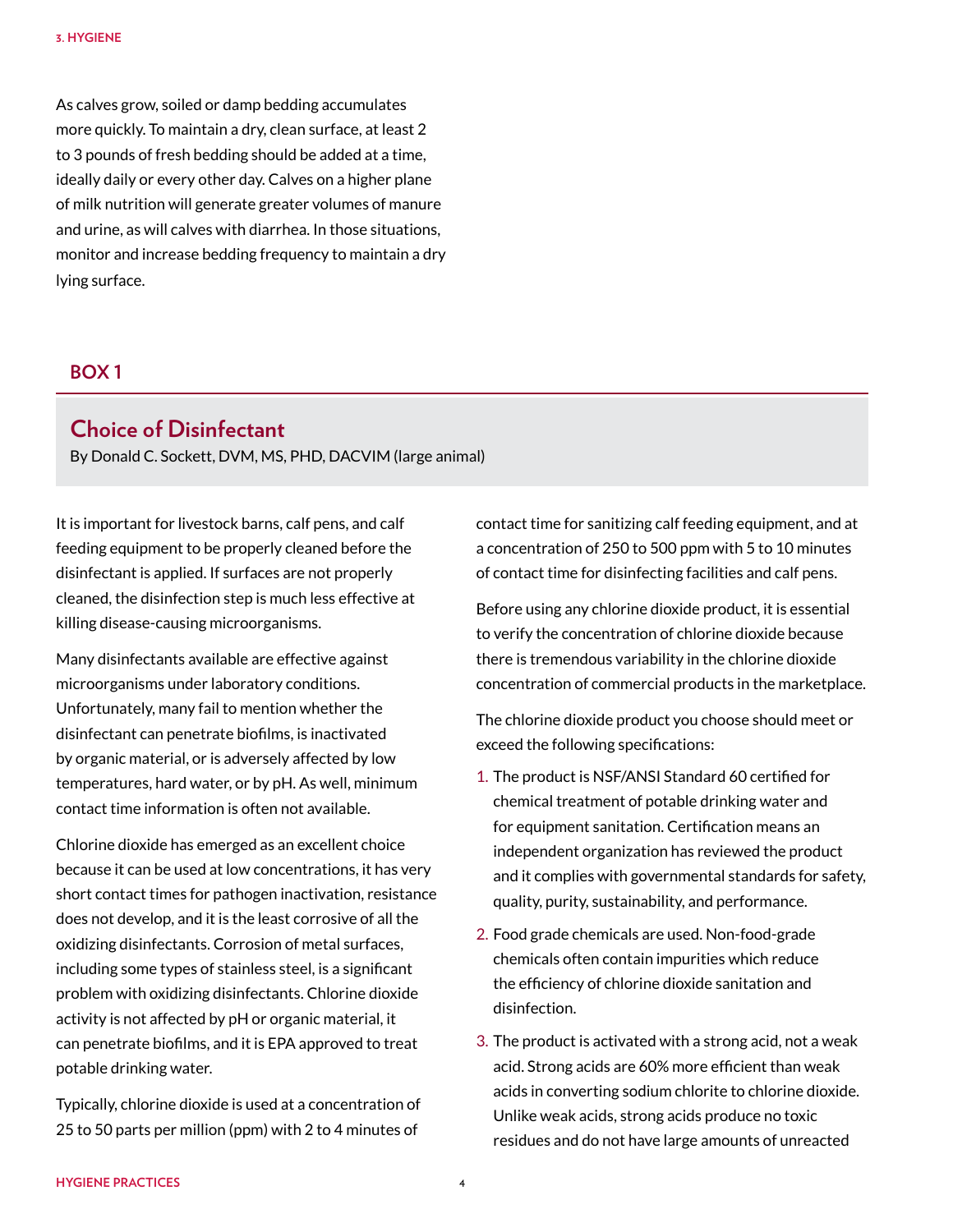As calves grow, soiled or damp bedding accumulates more quickly. To maintain a dry, clean surface, at least 2 to 3 pounds of fresh bedding should be added at a time, ideally daily or every other day. Calves on a higher plane of milk nutrition will generate greater volumes of manure and urine, as will calves with diarrhea. In those situations, monitor and increase bedding frequency to maintain a dry lying surface.

### BOX 1

## Choice of Disinfectant

By Donald C. Sockett, DVM, MS, PHD, DACVIM (large animal)

It is important for livestock barns, calf pens, and calf feeding equipment to be properly cleaned before the disinfectant is applied. If surfaces are not properly cleaned, the disinfection step is much less effective at killing disease-causing microorganisms.

Many disinfectants available are effective against microorganisms under laboratory conditions. Unfortunately, many fail to mention whether the disinfectant can penetrate biofilms, is inactivated by organic material, or is adversely affected by low temperatures, hard water, or by pH. As well, minimum contact time information is often not available.

Chlorine dioxide has emerged as an excellent choice because it can be used at low concentrations, it has very short contact times for pathogen inactivation, resistance does not develop, and it is the least corrosive of all the oxidizing disinfectants. Corrosion of metal surfaces, including some types of stainless steel, is a significant problem with oxidizing disinfectants. Chlorine dioxide activity is not affected by pH or organic material, it can penetrate biofilms, and it is EPA approved to treat potable drinking water.

Typically, chlorine dioxide is used at a concentration of 25 to 50 parts per million (ppm) with 2 to 4 minutes of contact time for sanitizing calf feeding equipment, and at a concentration of 250 to 500 ppm with 5 to 10 minutes of contact time for disinfecting facilities and calf pens.

Before using any chlorine dioxide product, it is essential to verify the concentration of chlorine dioxide because there is tremendous variability in the chlorine dioxide concentration of commercial products in the marketplace.

The chlorine dioxide product you choose should meet or exceed the following specifications:

1. The product is NSF/ANSI Standard 60 certified for chemical treatment of potable drinking water and for equipment sanitation. Certification means an independent organization has reviewed the product and it complies with governmental standards for safety, quality, purity, sustainability, and performance.
2. Food grade chemicals are used. Non-food-grade chemicals often contain impurities which reduce the efficiency of chlorine dioxide sanitation and disinfection.
3. The product is activated with a strong acid, not a weak acid. Strong acids are 60% more efficient than weak acids in converting sodium chlorite to chlorine dioxide. Unlike weak acids, strong acids produce no toxic residues and do not have large amounts of unreacted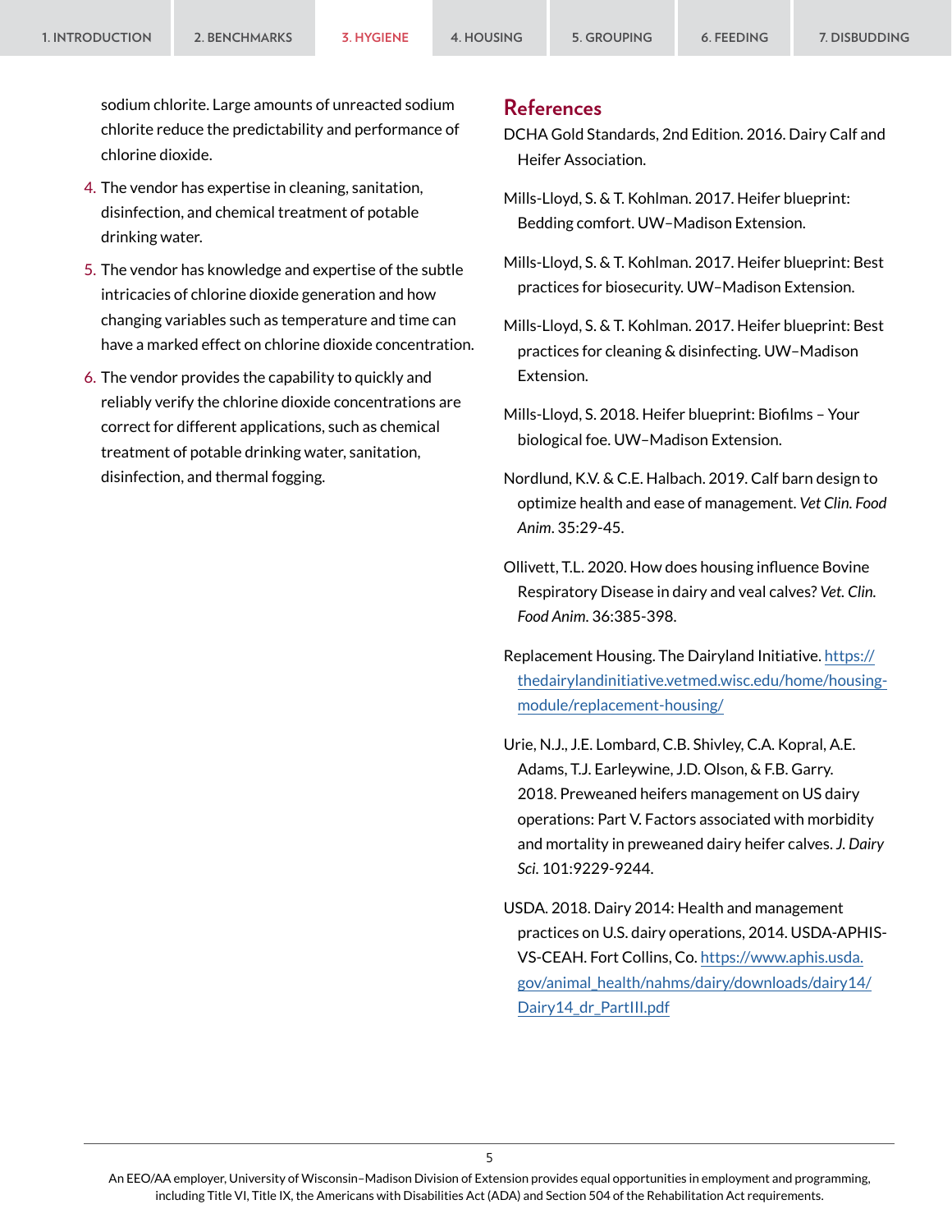sodium chlorite. Large amounts of unreacted sodium chlorite reduce the predictability and performance of chlorine dioxide.

4. The vendor has expertise in cleaning, sanitation, disinfection, and chemical treatment of potable drinking water.
5. The vendor has knowledge and expertise of the subtle intricacies of chlorine dioxide generation and how changing variables such as temperature and time can have a marked effect on chlorine dioxide concentration.
6. The vendor provides the capability to quickly and reliably verify the chlorine dioxide concentrations are correct for different applications, such as chemical treatment of potable drinking water, sanitation, disinfection, and thermal fogging.

## References

DCHA Gold Standards, 2nd Edition. 2016. Dairy Calf and Heifer Association.

Mills-Lloyd, S. & T. Kohlman. 2017. Heifer blueprint: Bedding comfort. UW–Madison Extension.

Mills-Lloyd, S. & T. Kohlman. 2017. Heifer blueprint: Best practices for biosecurity. UW–Madison Extension.

Mills-Lloyd, S. & T. Kohlman. 2017. Heifer blueprint: Best practices for cleaning & disinfecting. UW–Madison Extension.

Mills-Lloyd, S. 2018. Heifer blueprint: Biofilms – Your biological foe. UW–Madison Extension.

Nordlund, K.V. & C.E. Halbach. 2019. Calf barn design to optimize health and ease of management. *Vet Clin. Food Anim*. 35:29-45.

Ollivett, T.L. 2020. How does housing influence Bovine Respiratory Disease in dairy and veal calves? *Vet. Clin. Food Anim.* 36:385-398.

Replacement Housing. The Dairyland Initiative. https://thedairylandinitiative.vetmed.wisc.edu/home/housing-module/replacement-housing/

Urie, N.J., J.E. Lombard, C.B. Shivley, C.A. Kopral, A.E. Adams, T.J. Earleywine, J.D. Olson, & F.B. Garry. 2018. Preweaned heifers management on US dairy operations: Part V. Factors associated with morbidity and mortality in preweaned dairy heifer calves. *J. Dairy Sci.* 101:9229-9244.

USDA. 2018. Dairy 2014: Health and management practices on U.S. dairy operations, 2014. USDA-APHIS-VS-CEAH. Fort Collins, Co. https://www.aphis.usda.gov/animal_health/nahms/dairy/downloads/dairy14/Dairy14_dr_PartIII.pdf

An EEO/AA employer, University of Wisconsin–Madison Division of Extension provides equal opportunities in employment and programming, including Title VI, Title IX, the Americans with Disabilities Act (ADA) and Section 504 of the Rehabilitation Act requirements.